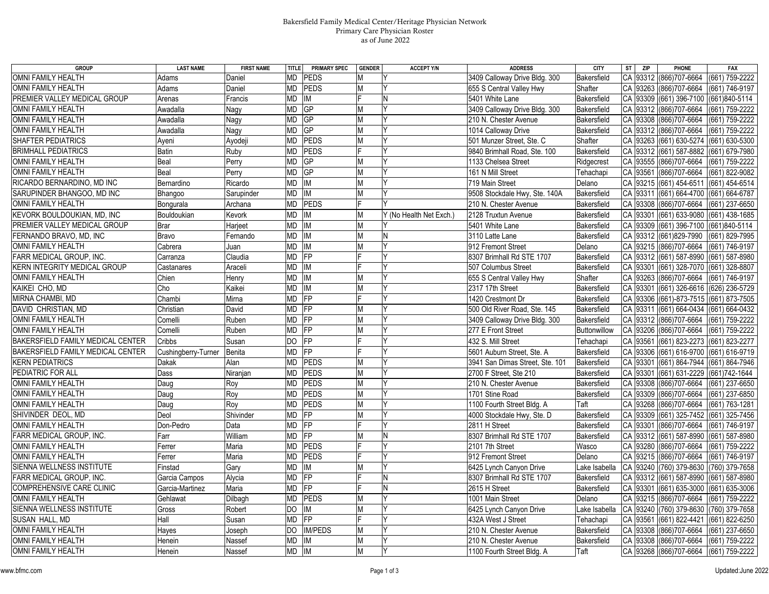Bakersfield Family Medical Center/Heritage Physician Network
Primary Care Physician Roster
as of June 2022

| GROUP | LAST NAME | FIRST NAME | TITLE | PRIMARY SPEC | GENDER | ACCEPT Y/N | ADDRESS | CITY | ST | ZIP | PHONE | FAX |
|---|---|---|---|---|---|---|---|---|---|---|---|---|
| OMNI FAMILY HEALTH | Adams | Daniel | MD | PEDS | M | Y | 3409 Calloway Drive Bldg. 300 | Bakersfield | CA | 93312 | (866)707-6664 | (661) 759-2222 |
| OMNI FAMILY HEALTH | Adams | Daniel | MD | PEDS | M | Y | 655 S Central Valley Hwy | Shafter | CA | 93263 | (866)707-6664 | (661) 746-9197 |
| PREMIER VALLEY MEDICAL GROUP | Arenas | Francis | MD | IM | F | N | 5401 White Lane | Bakersfield | CA | 93309 | (661) 396-7100 | (661)840-5114 |
| OMNI FAMILY HEALTH | Awadalla | Nagy | MD | GP | M | Y | 3409 Calloway Drive Bldg. 300 | Bakersfield | CA | 93312 | (866)707-6664 | (661) 759-2222 |
| OMNI FAMILY HEALTH | Awadalla | Nagy | MD | GP | M | Y | 210 N. Chester Avenue | Bakersfield | CA | 93308 | (866)707-6664 | (661) 759-2222 |
| OMNI FAMILY HEALTH | Awadalla | Nagy | MD | GP | M | Y | 1014 Calloway Drive | Bakersfield | CA | 93312 | (866)707-6664 | (661) 759-2222 |
| SHAFTER PEDIATRICS | Ayeni | Ayodeji | MD | PEDS | M | Y | 501 Munzer Street, Ste. C | Shafter | CA | 93263 | (661) 630-5274 | (661) 630-5300 |
| BRIMHALL PEDIATRICS | Batin | Ruby | MD | PEDS | F | Y | 9840 Brimhall Road, Ste. 100 | Bakersfield | CA | 93312 | (661) 587-8882 | (661) 679-7980 |
| OMNI FAMILY HEALTH | Beal | Perry | MD | GP | M | Y | 1133 Chelsea Street | Ridgecrest | CA | 93555 | (866)707-6664 | (661) 759-2222 |
| OMNI FAMILY HEALTH | Beal | Perry | MD | GP | M | Y | 161 N Mill Street | Tehachapi | CA | 93561 | (866)707-6664 | (661) 822-9082 |
| RICARDO BERNARDINO, MD INC | Bernardino | Ricardo | MD | IM | M | Y | 719 Main Street | Delano | CA | 93215 | (661) 454-6511 | (661) 454-6514 |
| SARUPINDER BHANGOO, MD INC | Bhangoo | Sarupinder | MD | IM | M | Y | 9508 Stockdale Hwy, Ste. 140A | Bakersfield | CA | 93311 | (661) 664-4700 | (661) 664-6787 |
| OMNI FAMILY HEALTH | Bongurala | Archana | MD | PEDS | F | Y | 210 N. Chester Avenue | Bakersfield | CA | 93308 | (866)707-6664 | (661) 237-6650 |
| KEVORK BOULDOUKIAN, MD, INC | Bouldoukian | Kevork | MD | IM | M | Y (No Health Net Exch.) | 2128 Truxtun Avenue | Bakersfield | CA | 93301 | (661) 633-9080 | (661) 438-1685 |
| PREMIER VALLEY MEDICAL GROUP | Brar | Harjeet | MD | IM | M | Y | 5401 White Lane | Bakersfield | CA | 93309 | (661) 396-7100 | (661)840-5114 |
| FERNANDO BRAVO, MD, INC | Bravo | Fernando | MD | IM | M | N | 3110 Latte Lane | Bakersfield | CA | 93312 | (661)829-7990 | (661) 829-7995 |
| OMNI FAMILY HEALTH | Cabrera | Juan | MD | IM | M | Y | 912 Fremont Street | Delano | CA | 93215 | (866)707-6664 | (661) 746-9197 |
| FARR MEDICAL GROUP, INC. | Carranza | Claudia | MD | FP | F | Y | 8307 Brimhall Rd STE 1707 | Bakersfield | CA | 93312 | (661) 587-8990 | (661) 587-8980 |
| KERN INTEGRITY MEDICAL GROUP | Castanares | Araceli | MD | IM | F | Y | 507 Columbus Street | Bakersfield | CA | 93301 | (661) 328-7070 | (661) 328-8807 |
| OMNI FAMILY HEALTH | Chien | Henry | MD | IM | M | Y | 655 S Central Valley Hwy | Shafter | CA | 93263 | (866)707-6664 | (661) 746-9197 |
| KAIKEI CHO, MD | Cho | Kaikei | MD | IM | M | Y | 2317 17th Street | Bakersfield | CA | 93301 | (661) 326-6616 | (626) 236-5729 |
| MIRNA CHAMBI, MD | Chambi | Mirna | MD | FP | F | Y | 1420 Crestmont Dr | Bakersfield | CA | 93306 | (661)-873-7515 | (661) 873-7505 |
| DAVID CHRISTIAN, MD | Christian | David | MD | FP | M | Y | 500 Old River Road, Ste. 145 | Bakersfield | CA | 93311 | (661) 664-0434 | (661) 664-0432 |
| OMNI FAMILY HEALTH | Comelli | Ruben | MD | FP | M | Y | 3409 Calloway Drive Bldg. 300 | Bakersfield | CA | 93312 | (866)707-6664 | (661) 759-2222 |
| OMNI FAMILY HEALTH | Comelli | Ruben | MD | FP | M | Y | 277 E Front Street | Buttonwillow | CA | 93206 | (866)707-6664 | (661) 759-2222 |
| BAKERSFIELD FAMILY MEDICAL CENTER | Cribbs | Susan | DO | FP | F | Y | 432 S. Mill Street | Tehachapi | CA | 93561 | (661) 823-2273 | (661) 823-2277 |
| BAKERSFIELD FAMILY MEDICAL CENTER | Cushingberry-Turner | Benita | MD | FP | F | Y | 5601 Auburn Street, Ste. A | Bakersfield | CA | 93306 | (661) 616-9700 | (661) 616-9719 |
| KERN PEDIATRICS | Dakak | Alan | MD | PEDS | M | Y | 3941 San Dimas Street, Ste. 101 | Bakersfield | CA | 93301 | (661) 864-7944 | (661) 864-7946 |
| PEDIATRIC FOR ALL | Dass | Niranjan | MD | PEDS | M | Y | 2700 F Street, Ste 210 | Bakersfield | CA | 93301 | (661) 631-2229 | (661)742-1644 |
| OMNI FAMILY HEALTH | Daug | Roy | MD | PEDS | M | Y | 210 N. Chester Avenue | Bakersfield | CA | 93308 | (866)707-6664 | (661) 237-6650 |
| OMNI FAMILY HEALTH | Daug | Roy | MD | PEDS | M | Y | 1701 Stine Road | Bakersfield | CA | 93309 | (866)707-6664 | (661) 237-6850 |
| OMNI FAMILY HEALTH | Daug | Roy | MD | PEDS | M | Y | 1100 Fourth Street Bldg. A | Taft | CA | 93268 | (866)707-6664 | (661) 763-1281 |
| SHIVINDER DEOL, MD | Deol | Shivinder | MD | FP | M | Y | 4000 Stockdale Hwy, Ste. D | Bakersfield | CA | 93309 | (661) 325-7452 | (661) 325-7456 |
| OMNI FAMILY HEALTH | Don-Pedro | Data | MD | FP | F | Y | 2811 H Street | Bakersfield | CA | 93301 | (866)707-6664 | (661) 746-9197 |
| FARR MEDICAL GROUP, INC. | Farr | William | MD | FP | M | N | 8307 Brimhall Rd STE 1707 | Bakersfield | CA | 93312 | (661) 587-8990 | (661) 587-8980 |
| OMNI FAMILY HEALTH | Ferrer | Maria | MD | PEDS | F | Y | 2101 7th Street | Wasco | CA | 93280 | (866)707-6664 | (661) 759-2222 |
| OMNI FAMILY HEALTH | Ferrer | Maria | MD | PEDS | F | Y | 912 Fremont Street | Delano | CA | 93215 | (866)707-6664 | (661) 746-9197 |
| SIENNA WELLNESS INSTITUTE | Finstad | Gary | MD | IM | M | Y | 6425 Lynch Canyon Drive | Lake Isabella | CA | 93240 | (760) 379-8630 | (760) 379-7658 |
| FARR MEDICAL GROUP, INC. | Garcia Campos | Alycia | MD | FP | F | N | 8307 Brimhall Rd STE 1707 | Bakersfield | CA | 93312 | (661) 587-8990 | (661) 587-8980 |
| COMPREHENSIVE CARE CLINIC | Garcia-Martinez | Maria | MD | FP | F | N | 2615 H Street | Bakersfield | CA | 93301 | (661) 635-3000 | (661) 635-3006 |
| OMNI FAMILY HEALTH | Gehlawat | Dilbagh | MD | PEDS | M | Y | 1001 Main Street | Delano | CA | 93215 | (866)707-6664 | (661) 759-2222 |
| SIENNA WELLNESS INSTITUTE | Gross | Robert | DO | IM | M | Y | 6425 Lynch Canyon Drive | Lake Isabella | CA | 93240 | (760) 379-8630 | (760) 379-7658 |
| SUSAN HALL, MD | Hall | Susan | MD | FP | F | Y | 432A West J Street | Tehachapi | CA | 93561 | (661) 822-4421 | (661) 822-6250 |
| OMNI FAMILY HEALTH | Hayes | Joseph | DO | IM/PEDS | M | Y | 210 N. Chester Avenue | Bakersfield | CA | 93308 | (866)707-6664 | (661) 237-6650 |
| OMNI FAMILY HEALTH | Henein | Nassef | MD | IM | M | Y | 210 N. Chester Avenue | Bakersfield | CA | 93308 | (866)707-6664 | (661) 759-2222 |
| OMNI FAMILY HEALTH | Henein | Nassef | MD | IM | M | Y | 1100 Fourth Street Bldg. A | Taft | CA | 93268 | (866)707-6664 | (661) 759-2222 |

www.bfmc.com

Updated:June 2022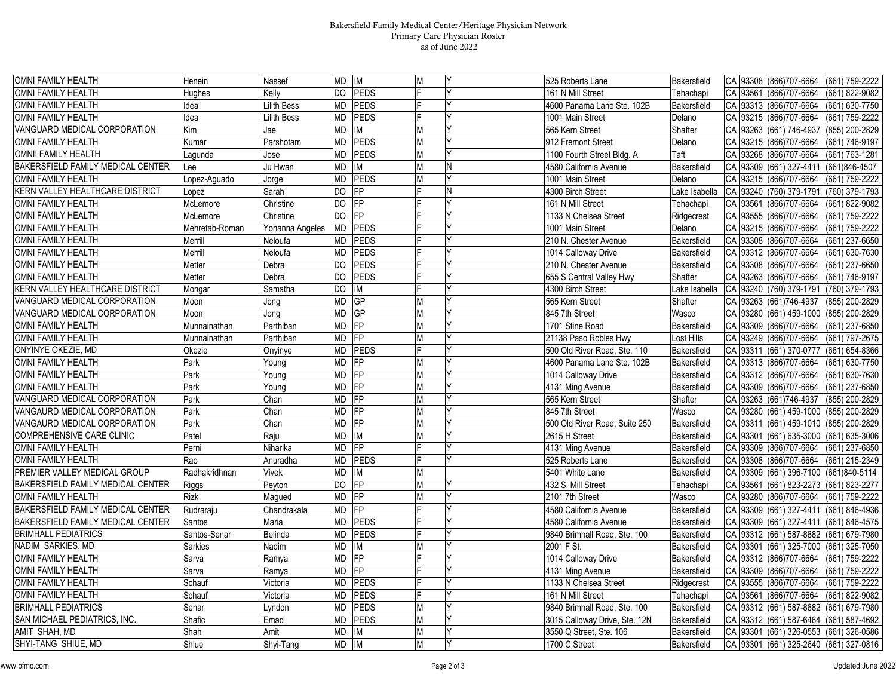Bakersfield Family Medical Center/Heritage Physician Network
Primary Care Physician Roster
as of June 2022

| | | | | | | | | | | | | |
|---|---|---|---|---|---|---|---|---|---|---|---|---|
| OMNI FAMILY HEALTH | Henein | Nassef | MD | IM | M | Y | 525 Roberts Lane | Bakersfield | CA | 93308 | (866)707-6664 | (661) 759-2222 |
| OMNI FAMILY HEALTH | Hughes | Kelly | DO | PEDS | F | Y | 161 N Mill Street | Tehachapi | CA | 93561 | (866)707-6664 | (661) 822-9082 |
| OMNI FAMILY HEALTH | Idea | Lilith Bess | MD | PEDS | F | Y | 4600 Panama Lane Ste. 102B | Bakersfield | CA | 93313 | (866)707-6664 | (661) 630-7750 |
| OMNI FAMILY HEALTH | Idea | Lilith Bess | MD | PEDS | F | Y | 1001 Main Street | Delano | CA | 93215 | (866)707-6664 | (661) 759-2222 |
| VANGUARD MEDICAL CORPORATION | Kim | Jae | MD | IM | M | Y | 565 Kern Street | Shafter | CA | 93263 | (661) 746-4937 | (855) 200-2829 |
| OMNI FAMILY HEALTH | Kumar | Parshotam | MD | PEDS | M | Y | 912 Fremont Street | Delano | CA | 93215 | (866)707-6664 | (661) 746-9197 |
| OMNII FAMILY HEALTH | Lagunda | Jose | MD | PEDS | M | Y | 1100 Fourth Street Bldg. A | Taft | CA | 93268 | (866)707-6664 | (661) 763-1281 |
| BAKERSFIELD FAMILY MEDICAL CENTER | Lee | Ju Hwan | MD | IM | M | N | 4580 California Avenue | Bakersfield | CA | 93309 | (661) 327-4411 | (661)846-4507 |
| OMNI FAMILY HEALTH | Lopez-Aguado | Jorge | MD | PEDS | M | Y | 1001 Main Street | Delano | CA | 93215 | (866)707-6664 | (661) 759-2222 |
| KERN VALLEY HEALTHCARE DISTRICT | Lopez | Sarah | DO | FP | F | N | 4300 Birch Street | Lake Isabella | CA | 93240 | (760) 379-1791 | (760) 379-1793 |
| OMNI FAMILY HEALTH | McLemore | Christine | DO | FP | F | Y | 161 N Mill Street | Tehachapi | CA | 93561 | (866)707-6664 | (661) 822-9082 |
| OMNI FAMILY HEALTH | McLemore | Christine | DO | FP | F | Y | 1133 N Chelsea Street | Ridgecrest | CA | 93555 | (866)707-6664 | (661) 759-2222 |
| OMNI FAMILY HEALTH | Mehretab-Roman | Yohanna Angeles | MD | PEDS | F | Y | 1001 Main Street | Delano | CA | 93215 | (866)707-6664 | (661) 759-2222 |
| OMNI FAMILY HEALTH | Merrill | Neloufa | MD | PEDS | F | Y | 210 N. Chester Avenue | Bakersfield | CA | 93308 | (866)707-6664 | (661) 237-6650 |
| OMNI FAMILY HEALTH | Merrill | Neloufa | MD | PEDS | F | Y | 1014 Calloway Drive | Bakersfield | CA | 93312 | (866)707-6664 | (661) 630-7630 |
| OMNI FAMILY HEALTH | Metter | Debra | DO | PEDS | F | Y | 210 N. Chester Avenue | Bakersfield | CA | 93308 | (866)707-6664 | (661) 237-6650 |
| OMNI FAMILY HEALTH | Metter | Debra | DO | PEDS | F | Y | 655 S Central Valley Hwy | Shafter | CA | 93263 | (866)707-6664 | (661) 746-9197 |
| KERN VALLEY HEALTHCARE DISTRICT | Mongar | Samatha | DO | IM | F | Y | 4300 Birch Street | Lake Isabella | CA | 93240 | (760) 379-1791 | (760) 379-1793 |
| VANGUARD MEDICAL CORPORATION | Moon | Jong | MD | GP | M | Y | 565 Kern Street | Shafter | CA | 93263 | (661)746-4937 | (855) 200-2829 |
| VANGUARD MEDICAL CORPORATION | Moon | Jong | MD | GP | M | Y | 845 7th Street | Wasco | CA | 93280 | (661) 459-1000 | (855) 200-2829 |
| OMNI FAMILY HEALTH | Munnainathan | Parthiban | MD | FP | M | Y | 1701 Stine Road | Bakersfield | CA | 93309 | (866)707-6664 | (661) 237-6850 |
| OMNI FAMILY HEALTH | Munnainathan | Parthiban | MD | FP | M | Y | 21138 Paso Robles Hwy | Lost Hills | CA | 93249 | (866)707-6664 | (661) 797-2675 |
| ONYINYE OKEZIE, MD | Okezie | Onyinye | MD | PEDS | F | Y | 500 Old River Road, Ste. 110 | Bakersfield | CA | 93311 | (661) 370-0777 | (661) 654-8366 |
| OMNI FAMILY HEALTH | Park | Young | MD | FP | M | Y | 4600 Panama Lane Ste. 102B | Bakersfield | CA | 93313 | (866)707-6664 | (661) 630-7750 |
| OMNI FAMILY HEALTH | Park | Young | MD | FP | M | Y | 1014 Calloway Drive | Bakersfield | CA | 93312 | (866)707-6664 | (661) 630-7630 |
| OMNI FAMILY HEALTH | Park | Young | MD | FP | M | Y | 4131 Ming Avenue | Bakersfield | CA | 93309 | (866)707-6664 | (661) 237-6850 |
| VANGUARD MEDICAL CORPORATION | Park | Chan | MD | FP | M | Y | 565 Kern Street | Shafter | CA | 93263 | (661)746-4937 | (855) 200-2829 |
| VANGAURD MEDICAL CORPORATION | Park | Chan | MD | FP | M | Y | 845 7th Street | Wasco | CA | 93280 | (661) 459-1000 | (855) 200-2829 |
| VANGAURD MEDICAL CORPORATION | Park | Chan | MD | FP | M | Y | 500 Old River Road, Suite 250 | Bakersfield | CA | 93311 | (661) 459-1010 | (855) 200-2829 |
| COMPREHENSIVE CARE CLINIC | Patel | Raju | MD | IM | M | Y | 2615 H Street | Bakersfield | CA | 93301 | (661) 635-3000 | (661) 635-3006 |
| OMNI FAMILY HEALTH | Perni | Niharika | MD | FP | F | Y | 4131 Ming Avenue | Bakersfield | CA | 93309 | (866)707-6664 | (661) 237-6850 |
| OMNI FAMILY HEALTH | Rao | Anuradha | MD | PEDS | F | Y | 525 Roberts Lane | Bakersfield | CA | 93308 | (866)707-6664 | (661) 215-2349 |
| PREMIER VALLEY MEDICAL GROUP | Radhakridhnan | Vivek | MD | IM | M | | 5401 White Lane | Bakersfield | CA | 93309 | (661) 396-7100 | (661)840-5114 |
| BAKERSFIELD FAMILY MEDICAL CENTER | Riggs | Peyton | DO | FP | M | Y | 432 S. Mill Street | Tehachapi | CA | 93561 | (661) 823-2273 | (661) 823-2277 |
| OMNI FAMILY HEALTH | Rizk | Magued | MD | FP | M | Y | 2101 7th Street | Wasco | CA | 93280 | (866)707-6664 | (661) 759-2222 |
| BAKERSFIELD FAMILY MEDICAL CENTER | Rudraraju | Chandrakala | MD | FP | F | Y | 4580 California Avenue | Bakersfield | CA | 93309 | (661) 327-4411 | (661) 846-4936 |
| BAKERSFIELD FAMILY MEDICAL CENTER | Santos | Maria | MD | PEDS | F | Y | 4580 California Avenue | Bakersfield | CA | 93309 | (661) 327-4411 | (661) 846-4575 |
| BRIMHALL PEDIATRICS | Santos-Senar | Belinda | MD | PEDS | F | Y | 9840 Brimhall Road, Ste. 100 | Bakersfield | CA | 93312 | (661) 587-8882 | (661) 679-7980 |
| NADIM SARKIES, MD | Sarkies | Nadim | MD | IM | M | Y | 2001 F St. | Bakersfield | CA | 93301 | (661) 325-7000 | (661) 325-7050 |
| OMNI FAMILY HEALTH | Sarva | Ramya | MD | FP | F | Y | 1014 Calloway Drive | Bakersfield | CA | 93312 | (866)707-6664 | (661) 759-2222 |
| OMNI FAMILY HEALTH | Sarva | Ramya | MD | FP | F | Y | 4131 Ming Avenue | Bakersfield | CA | 93309 | (866)707-6664 | (661) 759-2222 |
| OMNI FAMILY HEALTH | Schauf | Victoria | MD | PEDS | F | Y | 1133 N Chelsea Street | Ridgecrest | CA | 93555 | (866)707-6664 | (661) 759-2222 |
| OMNI FAMILY HEALTH | Schauf | Victoria | MD | PEDS | F | Y | 161 N Mill Street | Tehachapi | CA | 93561 | (866)707-6664 | (661) 822-9082 |
| BRIMHALL PEDIATRICS | Senar | Lyndon | MD | PEDS | M | Y | 9840 Brimhall Road, Ste. 100 | Bakersfield | CA | 93312 | (661) 587-8882 | (661) 679-7980 |
| SAN MICHAEL PEDIATRICS, INC. | Shafic | Emad | MD | PEDS | M | Y | 3015 Calloway Drive, Ste. 12N | Bakersfield | CA | 93312 | (661) 587-6464 | (661) 587-4692 |
| AMIT SHAH, MD | Shah | Amit | MD | IM | M | Y | 3550 Q Street, Ste. 106 | Bakersfield | CA | 93301 | (661) 326-0553 | (661) 326-0586 |
| SHYI-TANG SHIUE, MD | Shiue | Shyi-Tang | MD | IM | M | Y | 1700 C Street | Bakersfield | CA | 93301 | (661) 325-2640 | (661) 327-0816 |

www.bfmc.com

Updated:June 2022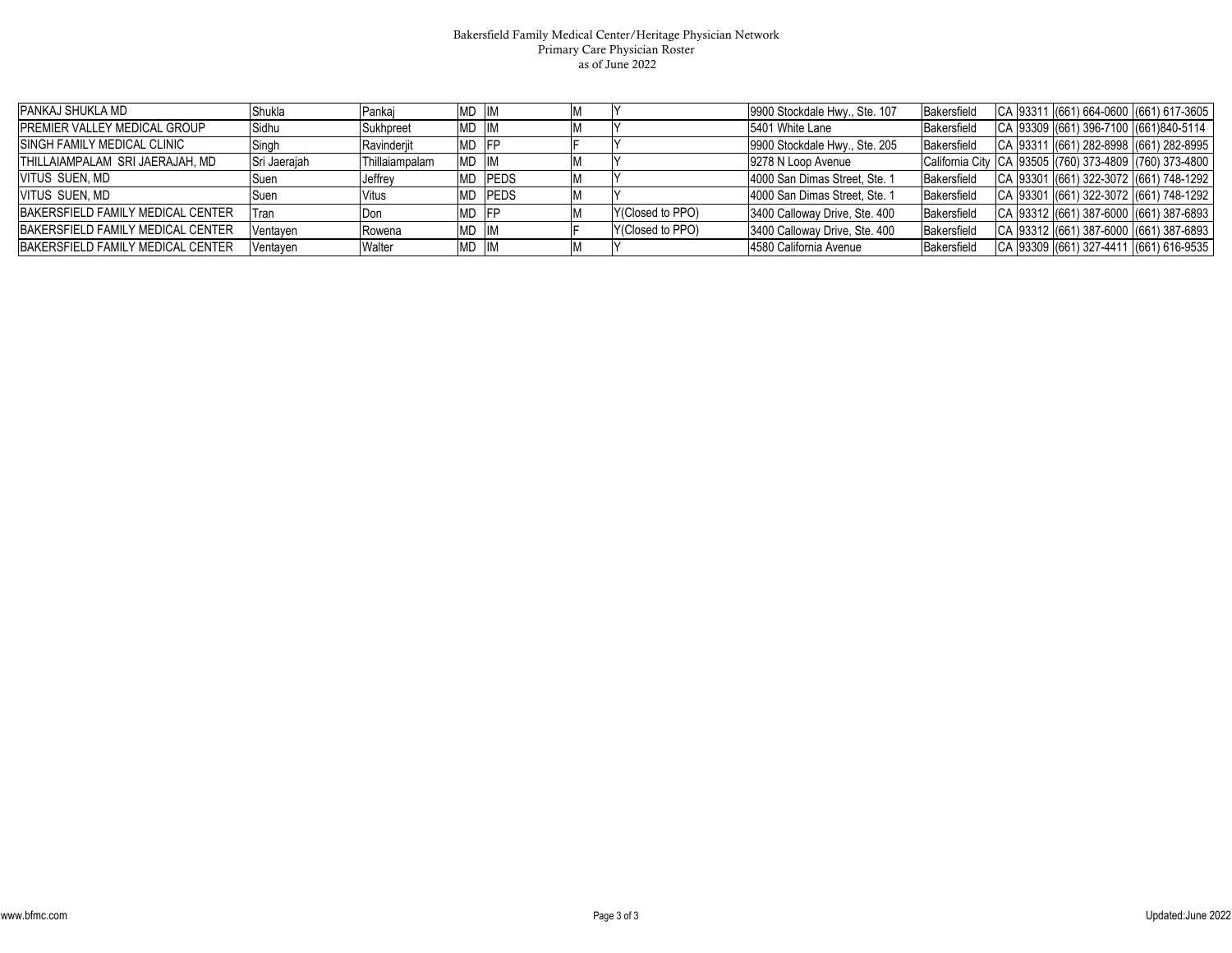Bakersfield Family Medical Center/Heritage Physician Network
Primary Care Physician Roster
as of June 2022

| | | | | | | | | | | | | |
|---|---|---|---|---|---|---|---|---|---|---|---|---|
| PANKAJ SHUKLA MD | Shukla | Pankaj | MD | IM | M | Y | 9900 Stockdale Hwy., Ste. 107 | Bakersfield | CA | 93311 | (661) 664-0600 | (661) 617-3605 |
| PREMIER VALLEY MEDICAL GROUP | Sidhu | Sukhpreet | MD | IM | M | Y | 5401 White Lane | Bakersfield | CA | 93309 | (661) 396-7100 | (661)840-5114 |
| SINGH FAMILY MEDICAL CLINIC | Singh | Ravinderjit | MD | FP | F | Y | 9900 Stockdale Hwy., Ste. 205 | Bakersfield | CA | 93311 | (661) 282-8998 | (661) 282-8995 |
| THILLAIAMPALAM SRI JAERAJAH, MD | Sri Jaerajah | Thillaiampalam | MD | IM | M | Y | 9278 N Loop Avenue | California City | CA | 93505 | (760) 373-4809 | (760) 373-4800 |
| VITUS SUEN, MD | Suen | Jeffrey | MD | PEDS | M | Y | 4000 San Dimas Street, Ste. 1 | Bakersfield | CA | 93301 | (661) 322-3072 | (661) 748-1292 |
| VITUS SUEN, MD | Suen | Vitus | MD | PEDS | M | Y | 4000 San Dimas Street, Ste. 1 | Bakersfield | CA | 93301 | (661) 322-3072 | (661) 748-1292 |
| BAKERSFIELD FAMILY MEDICAL CENTER | Tran | Don | MD | FP | M | Y(Closed to PPO) | 3400 Calloway Drive, Ste. 400 | Bakersfield | CA | 93312 | (661) 387-6000 | (661) 387-6893 |
| BAKERSFIELD FAMILY MEDICAL CENTER | Ventayen | Rowena | MD | IM | F | Y(Closed to PPO) | 3400 Calloway Drive, Ste. 400 | Bakersfield | CA | 93312 | (661) 387-6000 | (661) 387-6893 |
| BAKERSFIELD FAMILY MEDICAL CENTER | Ventayen | Walter | MD | IM | M | Y | 4580 California Avenue | Bakersfield | CA | 93309 | (661) 327-4411 | (661) 616-9535 |

www.bfmc.com

Updated:June 2022